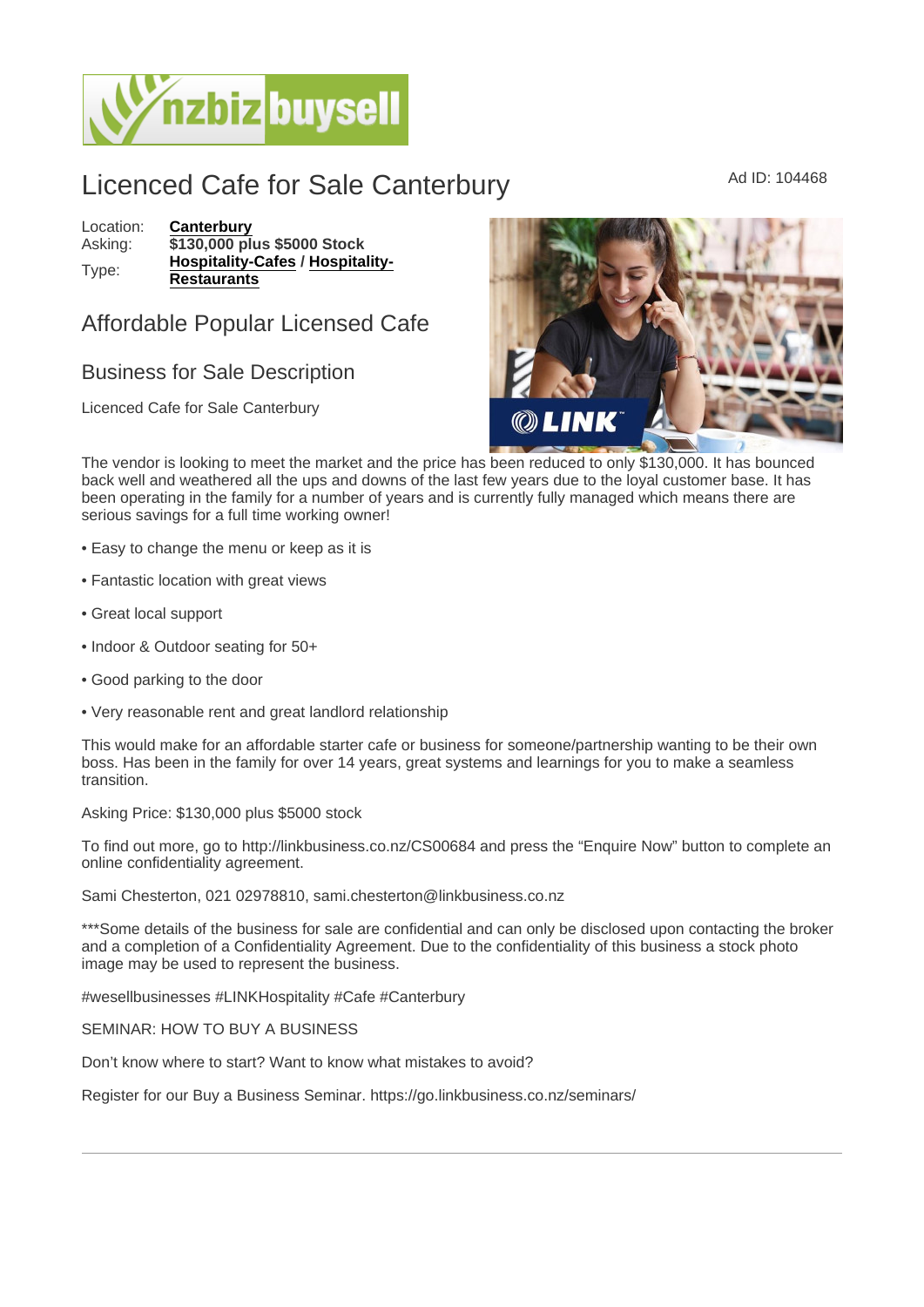# Licenced Cafe for Sale Canterbury

Ad ID: 104468

Location: **Canterbury**
Asking: **$130,000 plus $5000 Stock**
Type: **Hospitality-Cafes / Hospitality-Restaurants**

## Affordable Popular Licensed Cafe

### Business for Sale Description

Licenced Cafe for Sale Canterbury

The vendor is looking to meet the market and the price has been reduced to only $130,000. It has bounced back well and weathered all the ups and downs of the last few years due to the loyal customer base. It has been operating in the family for a number of years and is currently fully managed which means there are serious savings for a full time working owner!

- Easy to change the menu or keep as it is
- Fantastic location with great views
- Great local support
- Indoor & Outdoor seating for 50+
- Good parking to the door
- Very reasonable rent and great landlord relationship

This would make for an affordable starter cafe or business for someone/partnership wanting to be their own boss. Has been in the family for over 14 years, great systems and learnings for you to make a seamless transition.

Asking Price: $130,000 plus $5000 stock

To find out more, go to http://linkbusiness.co.nz/CS00684 and press the "Enquire Now" button to complete an online confidentiality agreement.

Sami Chesterton, 021 02978810, sami.chesterton@linkbusiness.co.nz

***Some details of the business for sale are confidential and can only be disclosed upon contacting the broker and a completion of a Confidentiality Agreement. Due to the confidentiality of this business a stock photo image may be used to represent the business.

#wesellbusinesses #LINKHospitality #Cafe #Canterbury

SEMINAR: HOW TO BUY A BUSINESS

Don't know where to start? Want to know what mistakes to avoid?

Register for our Buy a Business Seminar. https://go.linkbusiness.co.nz/seminars/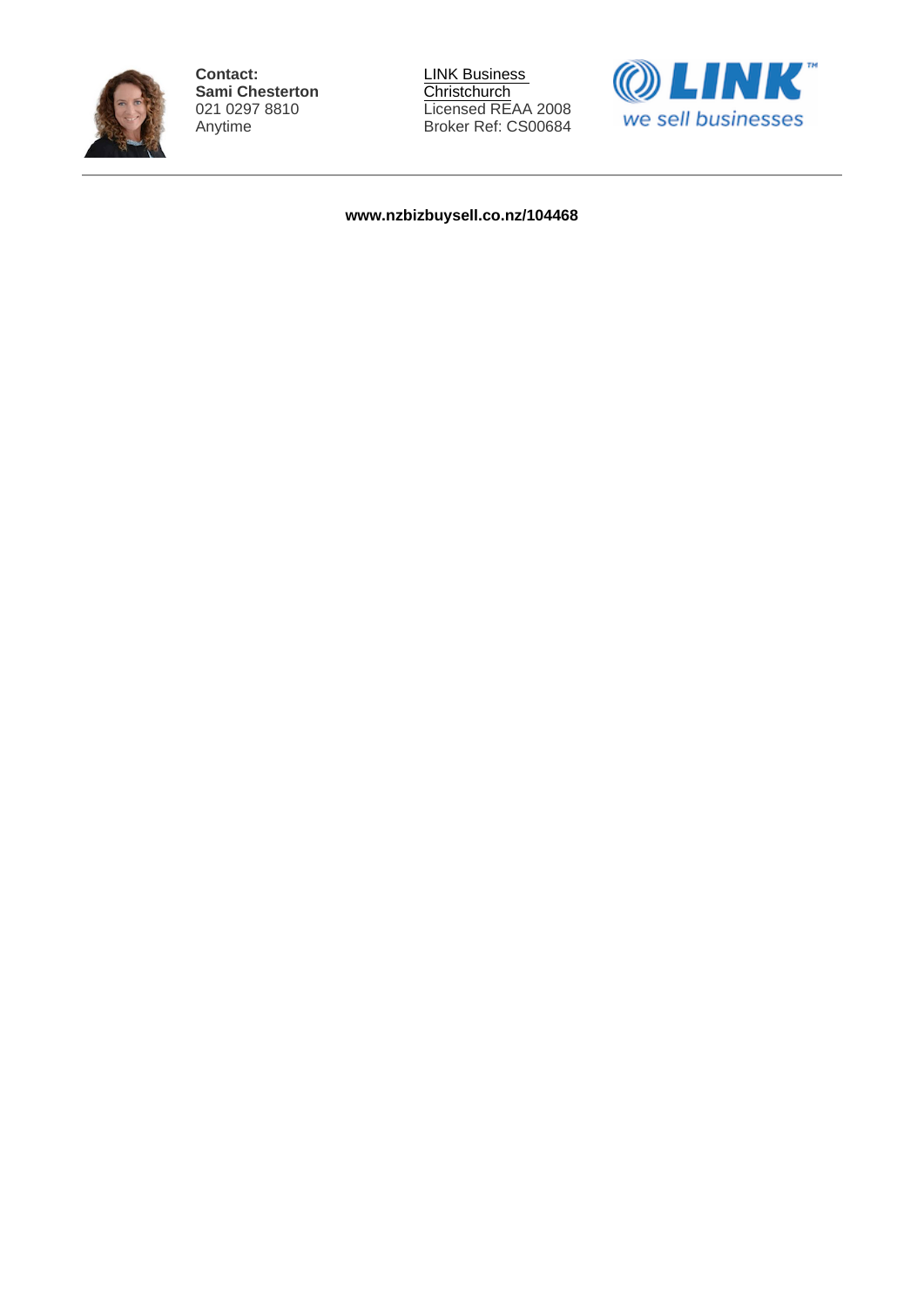**Contact:**
**Sami Chesterton**
021 0297 8810
Anytime

LINK Business Christchurch
Licensed REAA 2008
Broker Ref: CS00684

**www.nzbizbuysell.co.nz/104468**